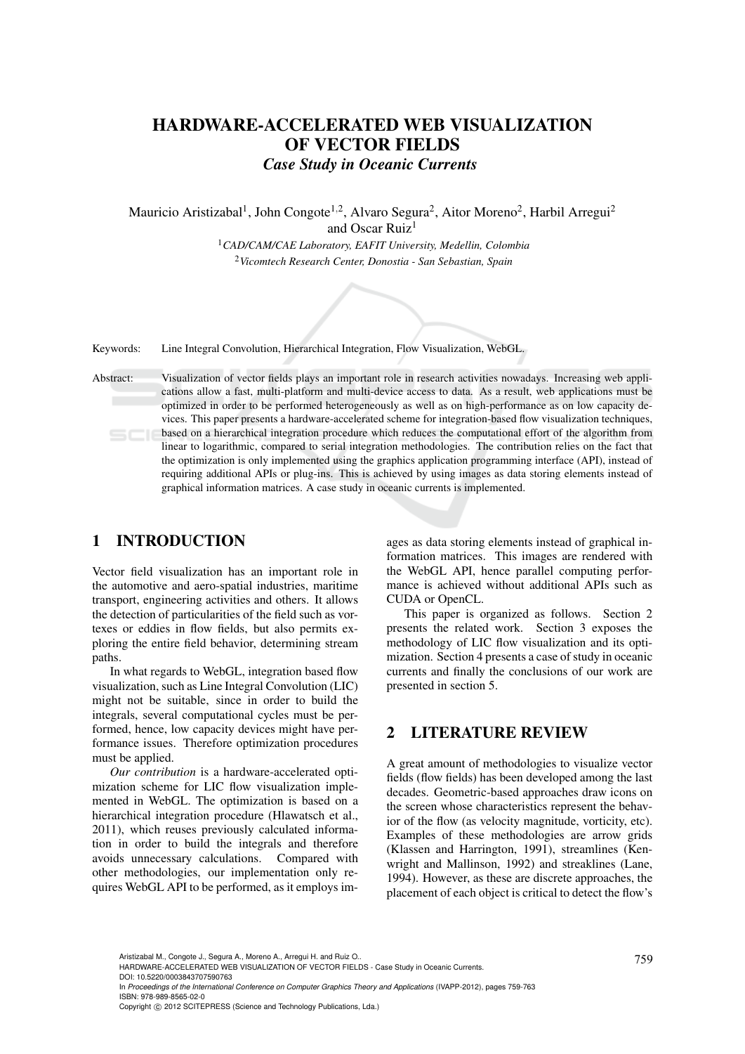# HARDWARE-ACCELERATED WEB VISUALIZATION OF VECTOR FIELDS

*Case Study in Oceanic Currents*

Mauricio Aristizabal[1], John Congote[1,2], Alvaro Segura[2], Aitor Moreno[2], Harbil Arregui[2] and Oscar Ruiz[1]

[1]*CAD/CAM/CAE Laboratory, EAFIT University, Medellin, Colombia*

[2]*Vicomtech Research Center, Donostia - San Sebastian, Spain*

Keywords: Line Integral Convolution, Hierarchical Integration, Flow Visualization, WebGL.

Abstract: Visualization of vector fields plays an important role in research activities nowadays. Increasing web applications allow a fast, multi-platform and multi-device access to data. As a result, web applications must be optimized in order to be performed heterogeneously as well as on high-performance as on low capacity devices. This paper presents a hardware-accelerated scheme for integration-based flow visualization techniques, based on a hierarchical integration procedure which reduces the computational effort of the algorithm from linear to logarithmic, compared to serial integration methodologies. The contribution relies on the fact that the optimization is only implemented using the graphics application programming interface (API), instead of requiring additional APIs or plug-ins. This is achieved by using images as data storing elements instead of graphical information matrices. A case study in oceanic currents is implemented.

## 1 INTRODUCTION

Vector field visualization has an important role in the automotive and aero-spatial industries, maritime transport, engineering activities and others. It allows the detection of particularities of the field such as vortexes or eddies in flow fields, but also permits exploring the entire field behavior, determining stream paths.

In what regards to WebGL, integration based flow visualization, such as Line Integral Convolution (LIC) might not be suitable, since in order to build the integrals, several computational cycles must be performed, hence, low capacity devices might have performance issues. Therefore optimization procedures must be applied.

*Our contribution* is a hardware-accelerated optimization scheme for LIC flow visualization implemented in WebGL. The optimization is based on a hierarchical integration procedure (Hlawatsch et al., 2011), which reuses previously calculated information in order to build the integrals and therefore avoids unnecessary calculations. Compared with other methodologies, our implementation only requires WebGL API to be performed, as it employs images as data storing elements instead of graphical information matrices. This images are rendered with the WebGL API, hence parallel computing performance is achieved without additional APIs such as CUDA or OpenCL.

This paper is organized as follows. Section 2 presents the related work. Section 3 exposes the methodology of LIC flow visualization and its optimization. Section 4 presents a case of study in oceanic currents and finally the conclusions of our work are presented in section 5.

## 2 LITERATURE REVIEW

A great amount of methodologies to visualize vector fields (flow fields) has been developed among the last decades. Geometric-based approaches draw icons on the screen whose characteristics represent the behavior of the flow (as velocity magnitude, vorticity, etc). Examples of these methodologies are arrow grids (Klassen and Harrington, 1991), streamlines (Kenwright and Mallinson, 1992) and streaklines (Lane, 1994). However, as these are discrete approaches, the placement of each object is critical to detect the flow's

Aristizabal M., Congote J., Segura A., Moreno A., Arregui H. and Ruiz O..
HARDWARE-ACCELERATED WEB VISUALIZATION OF VECTOR FIELDS - Case Study in Oceanic Currents.
DOI: 10.5220/0003843707590763
In *Proceedings of the International Conference on Computer Graphics Theory and Applications* (IVAPP-2012), pages 759-763
ISBN: 978-989-8565-02-0
Copyright © 2012 SCITEPRESS (Science and Technology Publications, Lda.)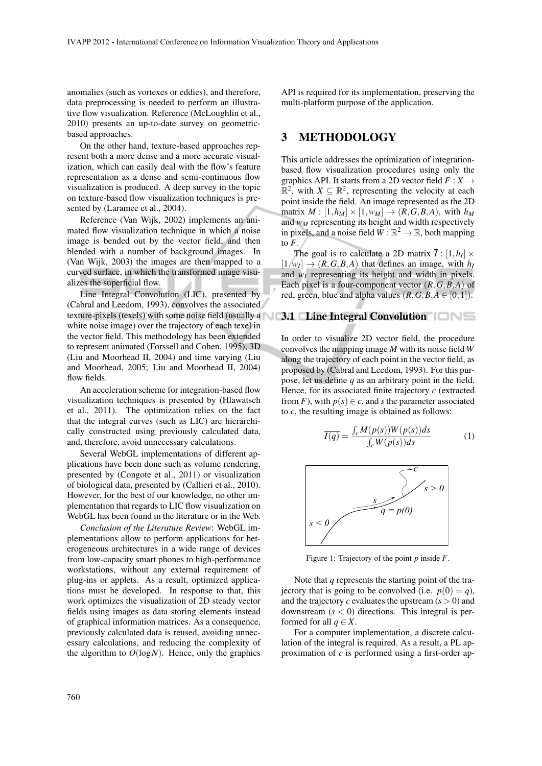anomalies (such as vortexes or eddies), and therefore, data preprocessing is needed to perform an illustrative flow visualization. Reference (McLoughlin et al., 2010) presents an up-to-date survey on geometric-based approaches.

On the other hand, texture-based approaches represent both a more dense and a more accurate visualization, which can easily deal with the flow's feature representation as a dense and semi-continuous flow visualization is produced. A deep survey in the topic on texture-based flow visualization techniques is presented by (Laramee et al., 2004).

Reference (Van Wijk, 2002) implements an animated flow visualization technique in which a noise image is bended out by the vector field, and then blended with a number of background images. In (Van Wijk, 2003) the images are then mapped to a curved surface, in which the transformed image visualizes the superficial flow.

Line Integral Convolution (LIC), presented by (Cabral and Leedom, 1993), convolves the associated texture-pixels (texels) with some noise field (usually a white noise image) over the trajectory of each texel in the vector field. This methodology has been extended to represent animated (Forssell and Cohen, 1995), 3D (Liu and Moorhead II, 2004) and time varying (Liu and Moorhead, 2005; Liu and Moorhead II, 2004) flow fields.

An acceleration scheme for integration-based flow visualization techniques is presented by (Hlawatsch et al., 2011). The optimization relies on the fact that the integral curves (such as LIC) are hierarchically constructed using previously calculated data, and, therefore, avoid unnecessary calculations.

Several WebGL implementations of different applications have been done such as volume rendering, presented by (Congote et al., 2011) or visualization of biological data, presented by (Callieri et al., 2010). However, for the best of our knowledge, no other implementation that regards to LIC flow visualization on WebGL has been found in the literature or in the Web.

*Conclusion of the Literature Review*: WebGL implementations allow to perform applications for heterogeneous architectures in a wide range of devices from low-capacity smart phones to high-performance workstations, without any external requirement of plug-ins or applets. As a result, optimized applications must be developed. In response to that, this work optimizes the visualization of 2D steady vector fields using images as data storing elements instead of graphical information matrices. As a consequence, previously calculated data is reused, avoiding unnecessary calculations, and reducing the complexity of the algorithm to $O(\log N)$. Hence, only the graphics API is required for its implementation, preserving the multi-platform purpose of the application.

## 3 METHODOLOGY

This article addresses the optimization of integration-based flow visualization procedures using only the graphics API. It starts from a 2D vector field $F : X \rightarrow \mathbb{R}^2$, with $X \subseteq \mathbb{R}^2$, representing the velocity at each point inside the field. An image represented as the 2D matrix $M : [1,h_M] \times [1,w_M] \rightarrow (R,G,B,A)$, with $h_M$ and $w_M$ representing its height and width respectively in pixels, and a noise field $W : \mathbb{R}^2 \rightarrow \mathbb{R}$, both mapping to $F$.

The goal is to calculate a 2D matrix $\overline{I} : [1,h_I] \times [1,w_I] \rightarrow (R,G,B,A)$ that defines an image, with $h_I$ and $w_I$ representing its height and width in pixels. Each pixel is a four-component vector $(R,G,B,A)$ of red, green, blue and alpha values ($R,G,B,A \in [0,1]$).

### 3.1 Line Integral Convolution

In order to visualize 2D vector field, the procedure convolves the mapping image $M$ with its noise field $W$ along the trajectory of each point in the vector field, as proposed by (Cabral and Leedom, 1993). For this purpose, let us define $q$ as an arbitrary point in the field. Hence, for its associated finite trajectory $c$ (extracted from $F$), with $p(s) \in c$, and $s$ the parameter associated to $c$, the resulting image is obtained as follows:

$$\overline{I(q)} = \frac{\int_c M(p(s))W(p(s))ds}{\int_c W(p(s))ds} \tag{1}$$

Figure 1: Trajectory of the point $p$ inside $F$.

Note that $q$ represents the starting point of the trajectory that is going to be convolved (i.e. $p(0) = q$), and the trajectory $c$ evaluates the upstream ($s > 0$) and downstream ($s < 0$) directions. This integral is performed for all $q \in X$.

For a computer implementation, a discrete calculation of the integral is required. As a result, a PL approximation of $c$ is performed using a first-order ap-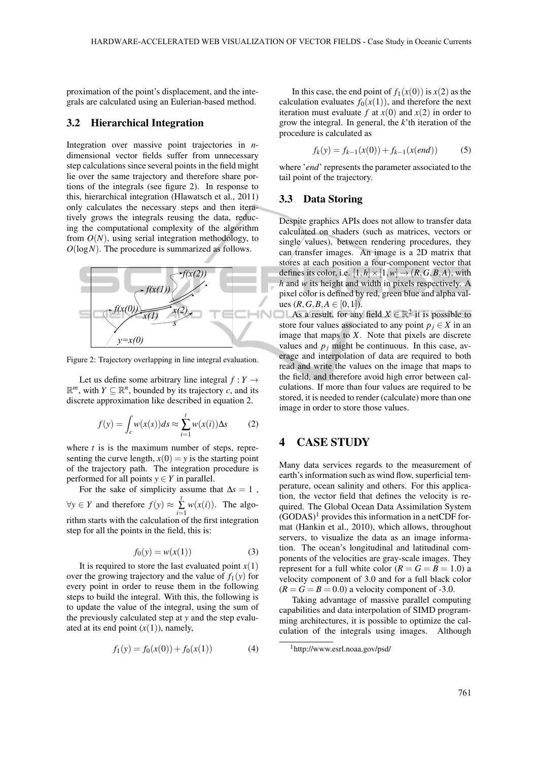proximation of the point's displacement, and the integrals are calculated using an Eulerian-based method.

### 3.2 Hierarchical Integration

Integration over massive point trajectories in $n$-dimensional vector fields suffer from unnecessary step calculations since several points in the field might lie over the same trajectory and therefore share portions of the integrals (see figure 2). In response to this, hierarchical integration (Hlawatsch et al., 2011) only calculates the necessary steps and then iteratively grows the integrals reusing the data, reducing the computational complexity of the algorithm from $O(N)$, using serial integration methodology, to $O(\log N)$. The procedure is summarized as follows.

Figure 2: Trajectory overlapping in line integral evaluation.

Let us define some arbitrary line integral $f : Y \rightarrow \mathbb{R}^m$, with $Y \subseteq \mathbb{R}^n$, bounded by its trajectory $c$, and its discrete approximation like described in equation 2.

$$f(y) = \int_c w(x(s))ds \approx \sum_{i=1}^{t} w(x(i))\Delta s \tag{2}$$

where $t$ is is the maximum number of steps, representing the curve length, $x(0) = y$ is the starting point of the trajectory path. The integration procedure is performed for all points $y \in Y$ in parallel.

For the sake of simplicity assume that $\Delta s = 1$, $\forall y \in Y$ and therefore $f(y) \approx \sum_{i=1}^{t} w(x(i))$. The algorithm starts with the calculation of the first integration step for all the points in the field, this is:

$$f_0(y) = w(x(1)) \tag{3}$$

It is required to store the last evaluated point $x(1)$ over the growing trajectory and the value of $f_1(y)$ for every point in order to reuse them in the following steps to build the integral. With this, the following is to update the value of the integral, using the sum of the previously calculated step at $y$ and the step evaluated at its end point ($x(1)$), namely,

$$f_1(y) = f_0(x(0)) + f_0(x(1)) \tag{4}$$

In this case, the end point of $f_1(x(0))$ is $x(2)$ as the calculation evaluates $f_0(x(1))$, and therefore the next iteration must evaluate $f$ at $x(0)$ and $x(2)$ in order to grow the integral. In general, the $k$'th iteration of the procedure is calculated as

$$f_k(y) = f_{k-1}(x(0)) + f_{k-1}(x(end)) \tag{5}$$

where '*end*' represents the parameter associated to the tail point of the trajectory.

### 3.3 Data Storing

Despite graphics APIs does not allow to transfer data calculated on shaders (such as matrices, vectors or single values), between rendering procedures, they can transfer images. An image is a 2D matrix that stores at each position a four-component vector that defines its color, i.e. $[1,h] \times [1,w] \rightarrow (R,G,B,A)$, with $h$ and $w$ its height and width in pixels respectively. A pixel color is defined by red, green blue and alpha values ($R,G,B,A \in [0,1]$).

As a result, for any field $X \in \mathbb{R}^2$ it is possible to store four values associated to any point $p_j \in X$ in an image that maps to $X$. Note that pixels are discrete values and $p_j$ might be continuous. In this case, average and interpolation of data are required to both read and write the values on the image that maps to the field, and therefore avoid high error between calculations. If more than four values are required to be stored, it is needed to render (calculate) more than one image in order to store those values.

## 4 CASE STUDY

Many data services regards to the measurement of earth's information such as wind flow, superficial temperature, ocean salinity and others. For this application, the vector field that defines the velocity is required. The Global Ocean Data Assimilation System (GODAS)[1] provides this information in a netCDF format (Hankin et al., 2010), which allows, throughout servers, to visualize the data as an image information. The ocean's longitudinal and latitudinal components of the velocities are gray-scale images. They represent for a full white color ($R = G = B = 1.0$) a velocity component of 3.0 and for a full black color ($R = G = B = 0.0$) a velocity component of -3.0.

Taking advantage of massive parallel computing capabilities and data interpolation of SIMD programming architectures, it is possible to optimize the calculation of the integrals using images. Although

[1] http://www.esrl.noaa.gov/psd/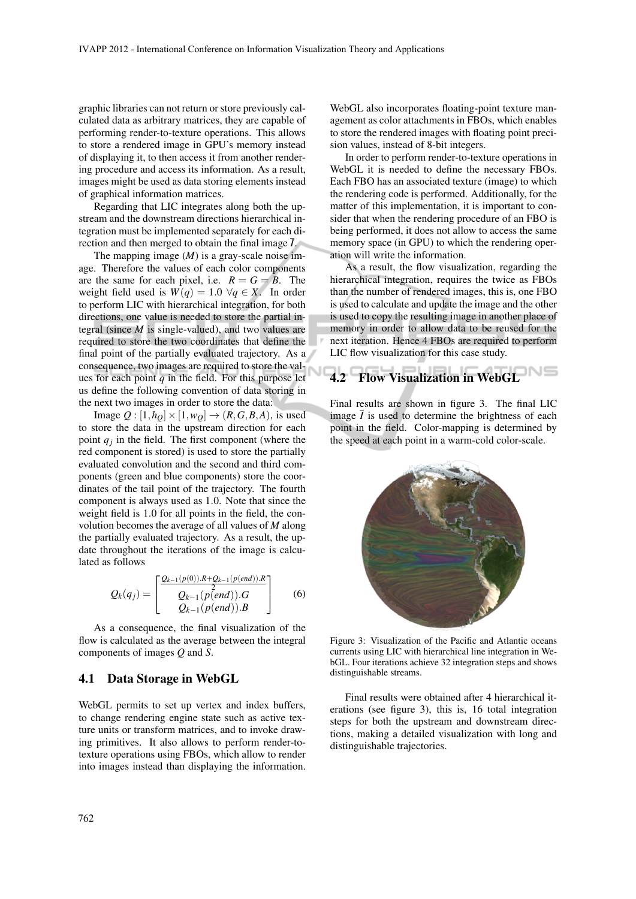graphic libraries can not return or store previously calculated data as arbitrary matrices, they are capable of performing render-to-texture operations. This allows to store a rendered image in GPU's memory instead of displaying it, to then access it from another rendering procedure and access its information. As a result, images might be used as data storing elements instead of graphical information matrices.

Regarding that LIC integrates along both the upstream and the downstream directions hierarchical integration must be implemented separately for each direction and then merged to obtain the final image $\bar{I}$.

The mapping image ($M$) is a gray-scale noise image. Therefore the values of each color components are the same for each pixel, i.e. $R = G = B$. The weight field used is $W(q) = 1.0 \ \forall q \in X$. In order to perform LIC with hierarchical integration, for both directions, one value is needed to store the partial integral (since $M$ is single-valued), and two values are required to store the two coordinates that define the final point of the partially evaluated trajectory. As a consequence, two images are required to store the values for each point $q$ in the field. For this purpose let us define the following convention of data storing in the next two images in order to store the data:

Image $Q : [1, h_Q] \times [1, w_Q] \rightarrow (R, G, B, A)$, is used to store the data in the upstream direction for each point $q_j$ in the field. The first component (where the red component is stored) is used to store the partially evaluated convolution and the second and third components (green and blue components) store the coordinates of the tail point of the trajectory. The fourth component is always used as 1.0. Note that since the weight field is 1.0 for all points in the field, the convolution becomes the average of all values of $M$ along the partially evaluated trajectory. As a result, the update throughout the iterations of the image is calculated as follows

$$Q_k(q_j) = \begin{bmatrix} \frac{Q_{k-1}(p(0)).R + Q_{k-1}(p(end)).R}{2} \\ Q_{k-1}(p(end)).G \\ Q_{k-1}(p(end)).B \end{bmatrix} \quad (6)$$

As a consequence, the final visualization of the flow is calculated as the average between the integral components of images $Q$ and $S$.

### 4.1 Data Storage in WebGL

WebGL permits to set up vertex and index buffers, to change rendering engine state such as active texture units or transform matrices, and to invoke drawing primitives. It also allows to perform render-to-texture operations using FBOs, which allow to render into images instead than displaying the information. WebGL also incorporates floating-point texture management as color attachments in FBOs, which enables to store the rendered images with floating point precision values, instead of 8-bit integers.

In order to perform render-to-texture operations in WebGL it is needed to define the necessary FBOs. Each FBO has an associated texture (image) to which the rendering code is performed. Additionally, for the matter of this implementation, it is important to consider that when the rendering procedure of an FBO is being performed, it does not allow to access the same memory space (in GPU) to which the rendering operation will write the information.

As a result, the flow visualization, regarding the hierarchical integration, requires the twice as FBOs than the number of rendered images, this is, one FBO is used to calculate and update the image and the other is used to copy the resulting image in another place of memory in order to allow data to be reused for the next iteration. Hence 4 FBOs are required to perform LIC flow visualization for this case study.

### 4.2 Flow Visualization in WebGL

Final results are shown in figure 3. The final LIC image $\bar{I}$ is used to determine the brightness of each point in the field. Color-mapping is determined by the speed at each point in a warm-cold color-scale.

Figure 3: Visualization of the Pacific and Atlantic oceans currents using LIC with hierarchical line integration in WebGL. Four iterations achieve 32 integration steps and shows distinguishable streams.

Final results were obtained after 4 hierarchical iterations (see figure 3), this is, 16 total integration steps for both the upstream and downstream directions, making a detailed visualization with long and distinguishable trajectories.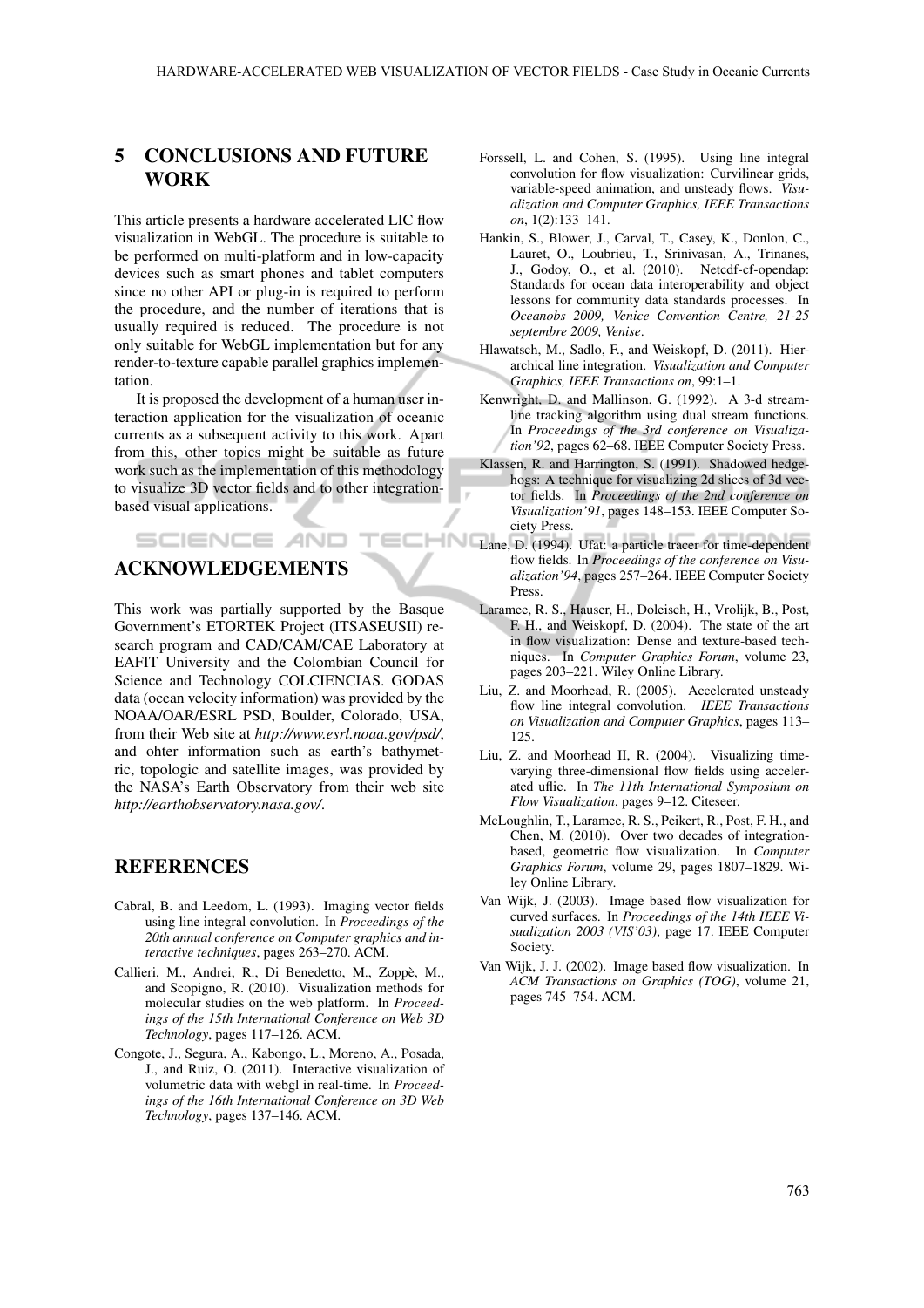## 5 CONCLUSIONS AND FUTURE WORK

This article presents a hardware accelerated LIC flow visualization in WebGL. The procedure is suitable to be performed on multi-platform and in low-capacity devices such as smart phones and tablet computers since no other API or plug-in is required to perform the procedure, and the number of iterations that is usually required is reduced. The procedure is not only suitable for WebGL implementation but for any render-to-texture capable parallel graphics implementation.

It is proposed the development of a human user interaction application for the visualization of oceanic currents as a subsequent activity to this work. Apart from this, other topics might be suitable as future work such as the implementation of this methodology to visualize 3D vector fields and to other integration-based visual applications.

## ACKNOWLEDGEMENTS

This work was partially supported by the Basque Government's ETORTEK Project (ITSASEUSII) research program and CAD/CAM/CAE Laboratory at EAFIT University and the Colombian Council for Science and Technology COLCIENCIAS. GODAS data (ocean velocity information) was provided by the NOAA/OAR/ESRL PSD, Boulder, Colorado, USA, from their Web site at *http://www.esrl.noaa.gov/psd/*, and ohter information such as earth's bathymetric, topologic and satellite images, was provided by the NASA's Earth Observatory from their web site *http://earthobservatory.nasa.gov/*.

## REFERENCES

Cabral, B. and Leedom, L. (1993). Imaging vector fields using line integral convolution. In *Proceedings of the 20th annual conference on Computer graphics and interactive techniques*, pages 263–270. ACM.

Callieri, M., Andrei, R., Di Benedetto, M., Zoppè, M., and Scopigno, R. (2010). Visualization methods for molecular studies on the web platform. In *Proceedings of the 15th International Conference on Web 3D Technology*, pages 117–126. ACM.

Congote, J., Segura, A., Kabongo, L., Moreno, A., Posada, J., and Ruiz, O. (2011). Interactive visualization of volumetric data with webgl in real-time. In *Proceedings of the 16th International Conference on 3D Web Technology*, pages 137–146. ACM.

Forssell, L. and Cohen, S. (1995). Using line integral convolution for flow visualization: Curvilinear grids, variable-speed animation, and unsteady flows. *Visualization and Computer Graphics, IEEE Transactions on*, 1(2):133–141.

Hankin, S., Blower, J., Carval, T., Casey, K., Donlon, C., Lauret, O., Loubrieu, T., Srinivasan, A., Trinanes, J., Godoy, O., et al. (2010). Netcdf-cf-opendap: Standards for ocean data interoperability and object lessons for community data standards processes. In *Oceanobs 2009, Venice Convention Centre, 21-25 septembre 2009, Venise*.

Hlawatsch, M., Sadlo, F., and Weiskopf, D. (2011). Hierarchical line integration. *Visualization and Computer Graphics, IEEE Transactions on*, 99:1–1.

Kenwright, D. and Mallinson, G. (1992). A 3-d streamline tracking algorithm using dual stream functions. In *Proceedings of the 3rd conference on Visualization'92*, pages 62–68. IEEE Computer Society Press.

Klassen, R. and Harrington, S. (1991). Shadowed hedgehogs: A technique for visualizing 2d slices of 3d vector fields. In *Proceedings of the 2nd conference on Visualization'91*, pages 148–153. IEEE Computer Society Press.

Lane, D. (1994). Ufat: a particle tracer for time-dependent flow fields. In *Proceedings of the conference on Visualization'94*, pages 257–264. IEEE Computer Society Press.

Laramee, R. S., Hauser, H., Doleisch, H., Vrolijk, B., Post, F. H., and Weiskopf, D. (2004). The state of the art in flow visualization: Dense and texture-based techniques. In *Computer Graphics Forum*, volume 23, pages 203–221. Wiley Online Library.

Liu, Z. and Moorhead, R. (2005). Accelerated unsteady flow line integral convolution. *IEEE Transactions on Visualization and Computer Graphics*, pages 113–125.

Liu, Z. and Moorhead II, R. (2004). Visualizing time-varying three-dimensional flow fields using accelerated uflic. In *The 11th International Symposium on Flow Visualization*, pages 9–12. Citeseer.

McLoughlin, T., Laramee, R. S., Peikert, R., Post, F. H., and Chen, M. (2010). Over two decades of integration-based, geometric flow visualization. In *Computer Graphics Forum*, volume 29, pages 1807–1829. Wiley Online Library.

Van Wijk, J. (2003). Image based flow visualization for curved surfaces. In *Proceedings of the 14th IEEE Visualization 2003 (VIS'03)*, page 17. IEEE Computer Society.

Van Wijk, J. J. (2002). Image based flow visualization. In *ACM Transactions on Graphics (TOG)*, volume 21, pages 745–754. ACM.